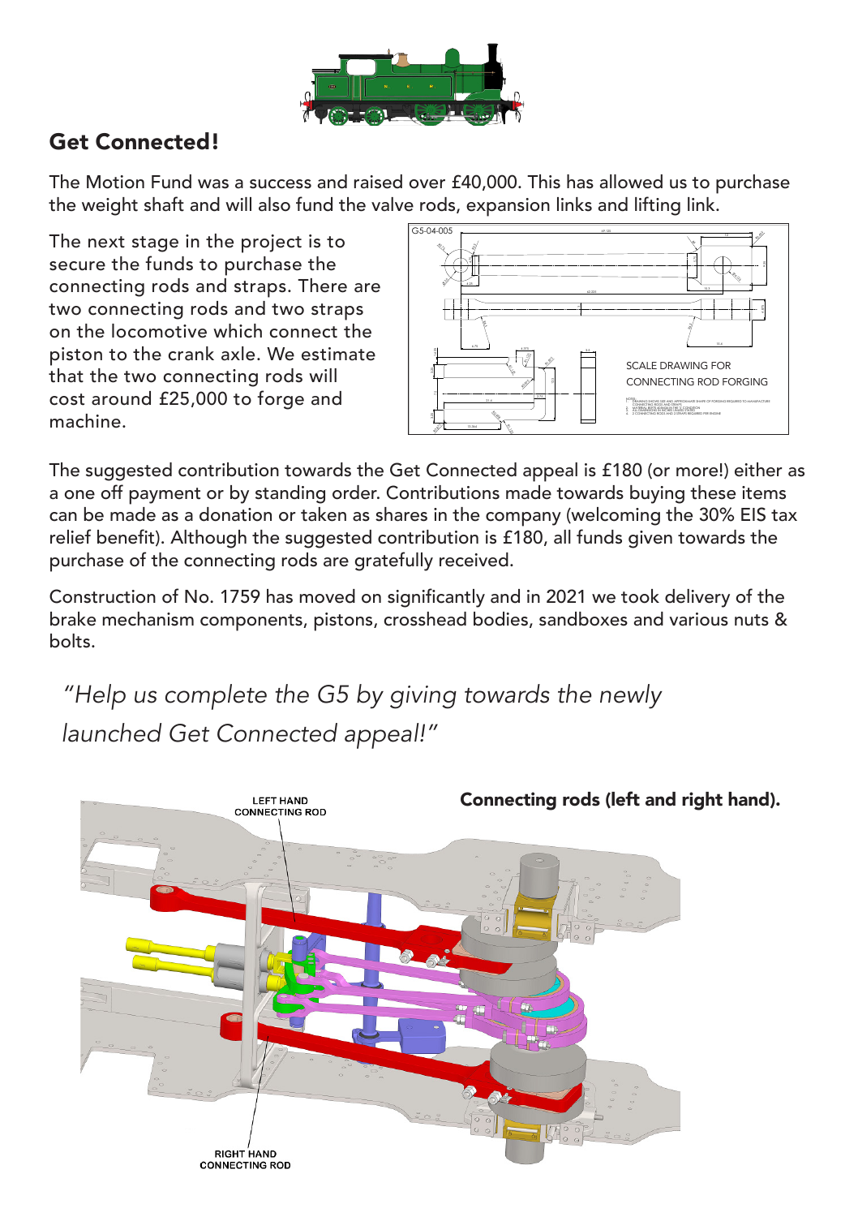## Get Connected!

The Motion Fund was a success and raised over £40,000. This has allowed us to purchase the weight shaft and will also fund the valve rods, expansion links and lifting link.

The next stage in the project is to secure the funds to purchase the connecting rods and straps. There are two connecting rods and two straps on the locomotive which connect the piston to the crank axle. We estimate that the two connecting rods will cost around £25,000 to forge and machine.

The suggested contribution towards the Get Connected appeal is £180 (or more!) either as a one off payment or by standing order. Contributions made towards buying these items can be made as a donation or taken as shares in the company (welcoming the 30% EIS tax relief benefit). Although the suggested contribution is £180, all funds given towards the purchase of the connecting rods are gratefully received.

Construction of No. 1759 has moved on significantly and in 2021 we took delivery of the brake mechanism components, pistons, crosshead bodies, sandboxes and various nuts & bolts.

*"Help us complete the G5 by giving towards the newly launched Get Connected appeal!"*

**Connecting rods (left and right hand).**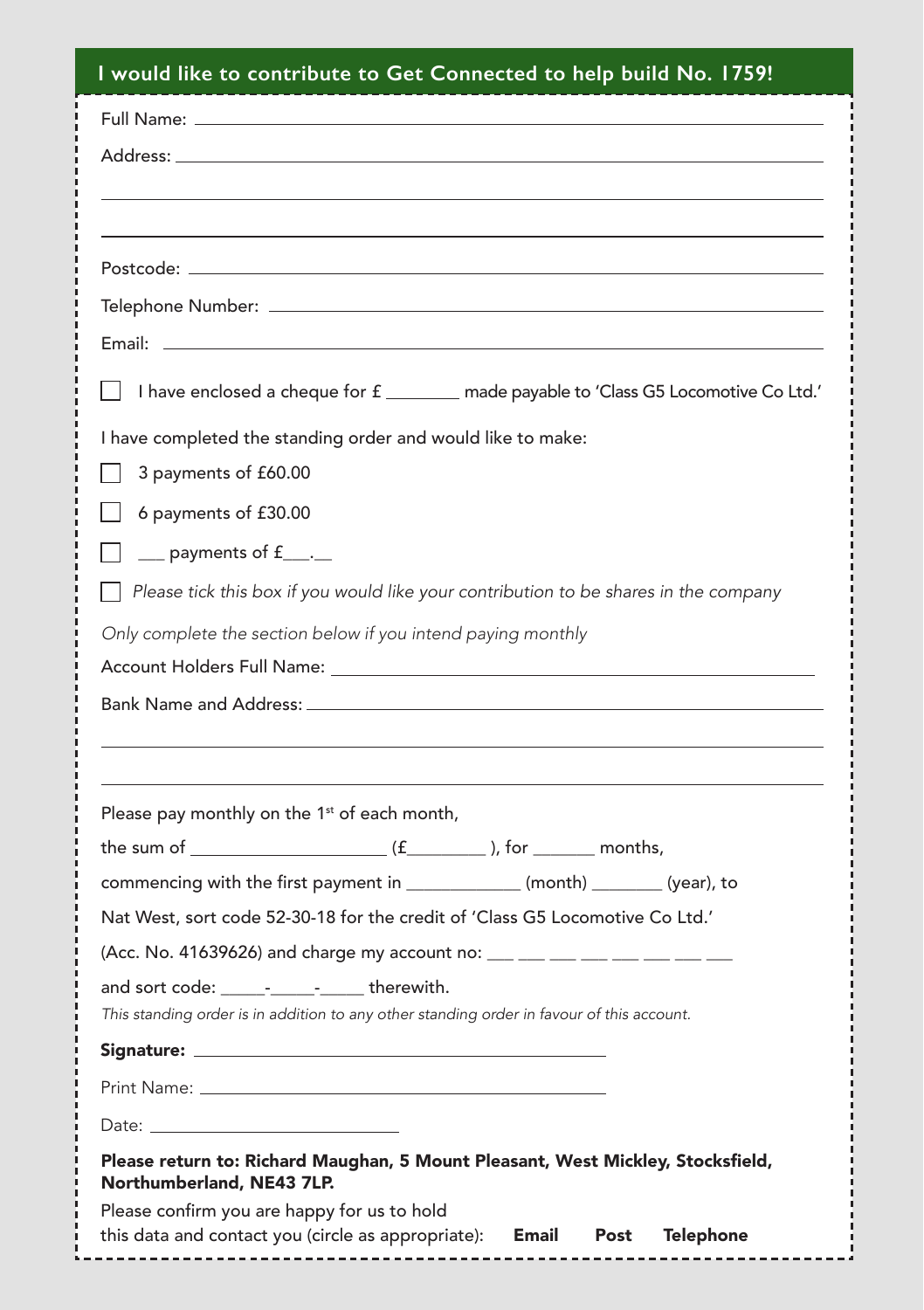## I would like to contribute to Get Connected to help build No. 1759!

Full Name: ____________________

Address: ____________________

____________________

____________________

Postcode: ____________________

Telephone Number: ____________________

Email: ____________________

☐ I have enclosed a cheque for £ ________ made payable to 'Class G5 Locomotive Co Ltd.'

I have completed the standing order and would like to make:

☐ 3 payments of £60.00

☐ 6 payments of £30.00

☐ ___ payments of £___.__

☐ *Please tick this box if you would like your contribution to be shares in the company*

*Only complete the section below if you intend paying monthly*

Account Holders Full Name: ____________________

Bank Name and Address: ____________________

____________________

____________________

Please pay monthly on the 1st of each month,

the sum of ____________________ (£________ ), for _______ months,

commencing with the first payment in ____________ (month) ________ (year), to

Nat West, sort code 52-30-18 for the credit of 'Class G5 Locomotive Co Ltd.'

(Acc. No. 41639626) and charge my account no: ___ ___ ___ ___ ___ ___ ___ ___

and sort code: _____-_____-_____ therewith.

*This standing order is in addition to any other standing order in favour of this account.*

**Signature:** ____________________

Print Name: ____________________

Date: ____________________

**Please return to: Richard Maughan, 5 Mount Pleasant, West Mickley, Stocksfield, Northumberland, NE43 7LP.**

Please confirm you are happy for us to hold this data and contact you (circle as appropriate): **Email** **Post** **Telephone**